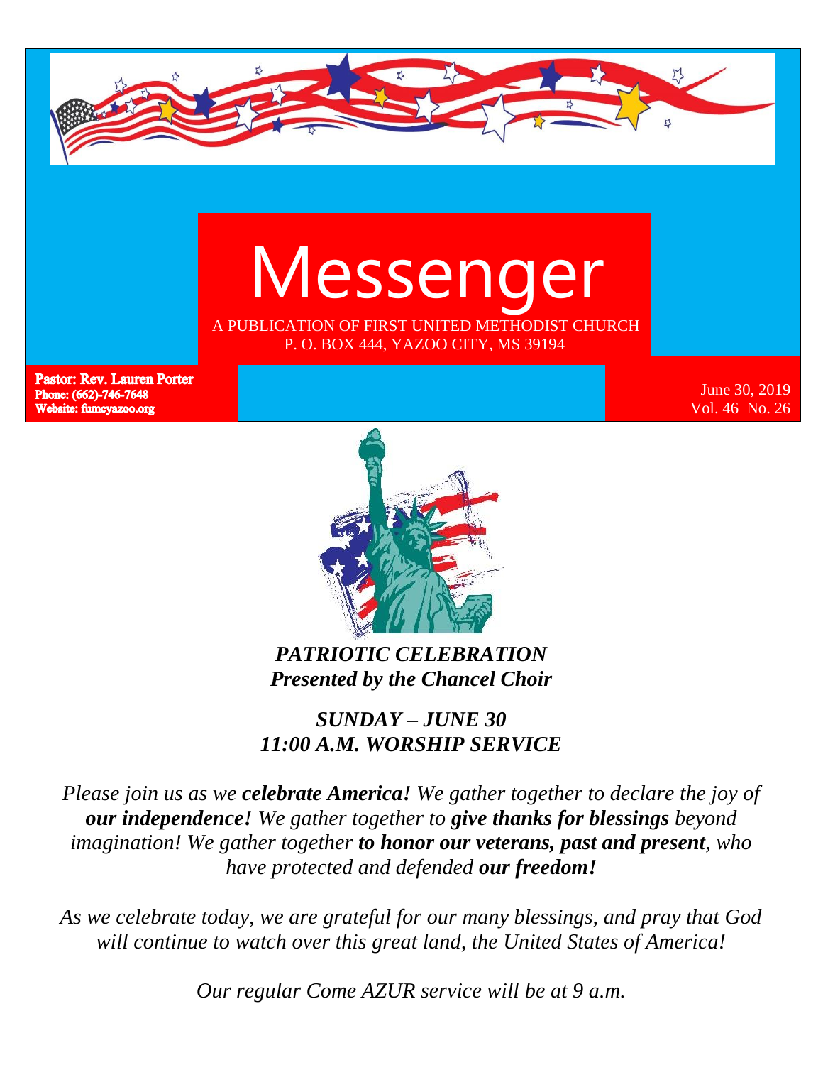# Messenger

A PUBLICATION OF FIRST UNITED METHODIST CHURCH
P. O. BOX 444, YAZOO CITY, MS 39194

**Pastor: Rev. Lauren Porter**
**Phone: (662)-746-7648**
**Website: fumcyazoo.org**

June 30, 2019
Vol. 46 No. 26

***PATRIOTIC CELEBRATION***
***Presented by the Chancel Choir***

***SUNDAY – JUNE 30***
***11:00 A.M. WORSHIP SERVICE***

*Please join us as we **celebrate America!** We gather together to declare the joy of **our independence!** We gather together to **give thanks for blessings** beyond imagination! We gather together **to honor our veterans, past and present**, who have protected and defended **our freedom!***

*As we celebrate today, we are grateful for our many blessings, and pray that God will continue to watch over this great land, the United States of America!*

*Our regular Come AZUR service will be at 9 a.m.*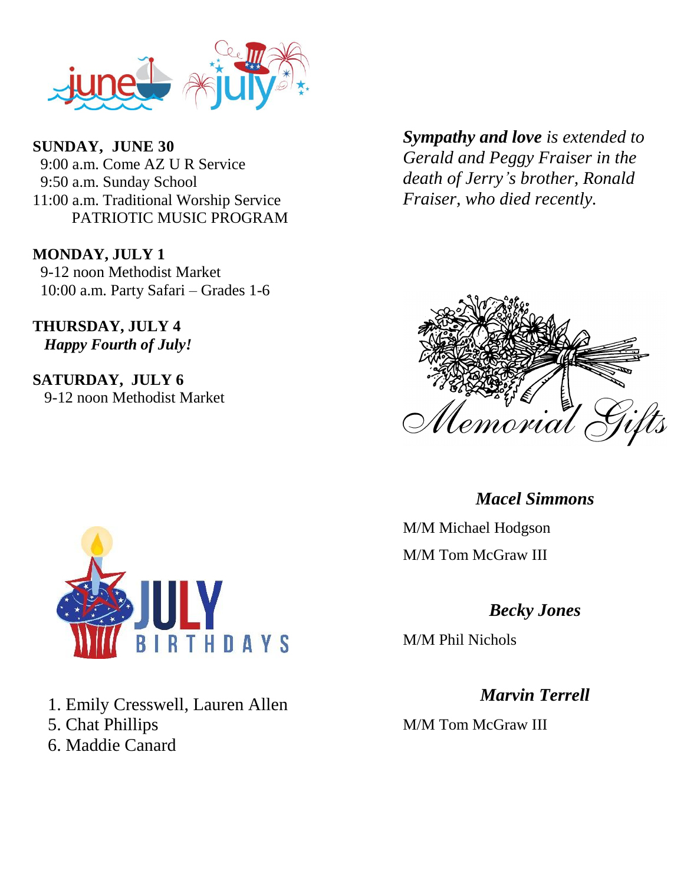**SUNDAY, JUNE 30**
9:00 a.m. Come AZ U R Service
9:50 a.m. Sunday School
11:00 a.m. Traditional Worship Service
PATRIOTIC MUSIC PROGRAM

**MONDAY, JULY 1**
9-12 noon Methodist Market
10:00 a.m. Party Safari – Grades 1-6

**THURSDAY, JULY 4**
***Happy Fourth of July!***

**SATURDAY, JULY 6**
9-12 noon Methodist Market

## JULY BIRTHDAYS

1. Emily Cresswell, Lauren Allen
5. Chat Phillips
6. Maddie Canard

***Sympathy and love*** *is extended to Gerald and Peggy Fraiser in the death of Jerry's brother, Ronald Fraiser, who died recently.*

## Memorial Gifts

***Macel Simmons***

M/M Michael Hodgson

M/M Tom McGraw III

***Becky Jones***

M/M Phil Nichols

***Marvin Terrell***

M/M Tom McGraw III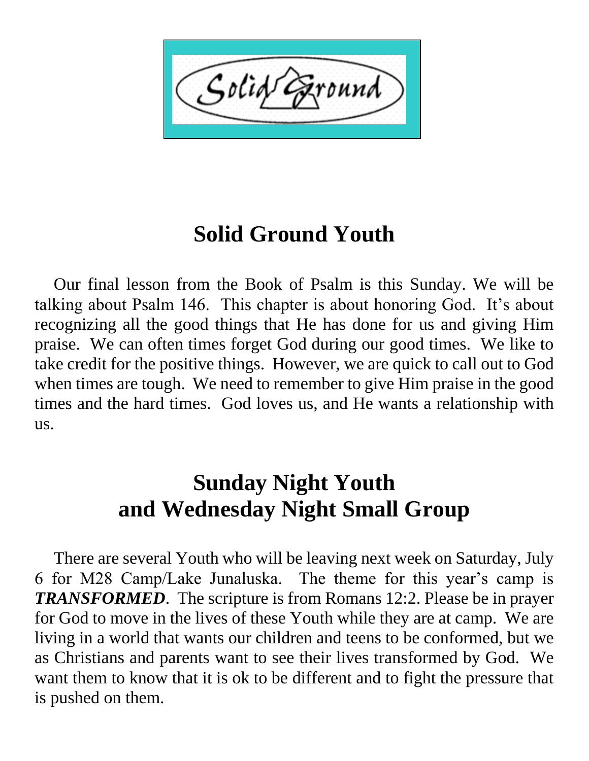Solid Ground

# Solid Ground Youth

Our final lesson from the Book of Psalm is this Sunday. We will be talking about Psalm 146. This chapter is about honoring God. It's about recognizing all the good things that He has done for us and giving Him praise. We can often times forget God during our good times. We like to take credit for the positive things. However, we are quick to call out to God when times are tough. We need to remember to give Him praise in the good times and the hard times. God loves us, and He wants a relationship with us.

# Sunday Night Youth and Wednesday Night Small Group

There are several Youth who will be leaving next week on Saturday, July 6 for M28 Camp/Lake Junaluska. The theme for this year's camp is ***TRANSFORMED***. The scripture is from Romans 12:2. Please be in prayer for God to move in the lives of these Youth while they are at camp. We are living in a world that wants our children and teens to be conformed, but we as Christians and parents want to see their lives transformed by God. We want them to know that it is ok to be different and to fight the pressure that is pushed on them.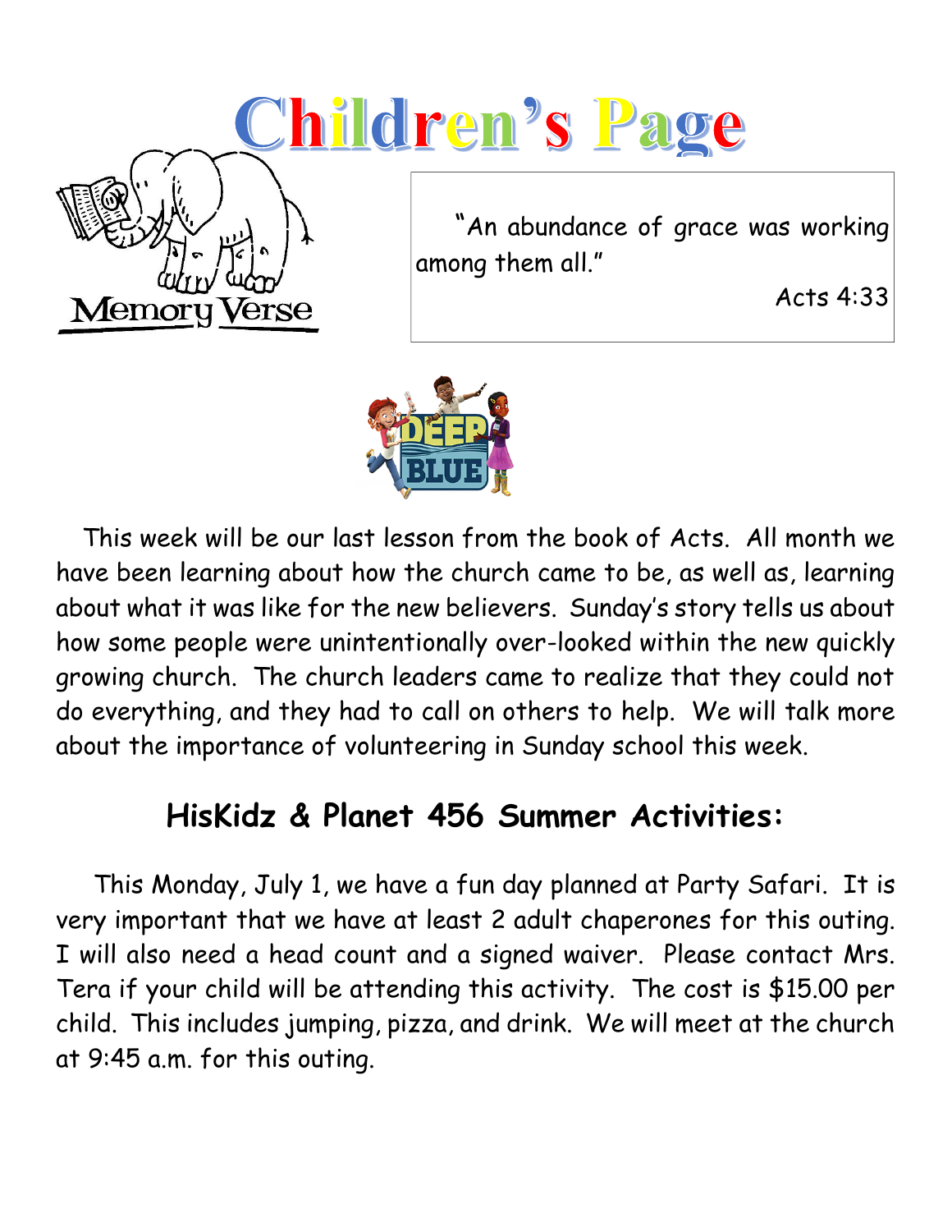# Children's Page

Memory Verse

"An abundance of grace was working among them all."

Acts 4:33

This week will be our last lesson from the book of Acts. All month we have been learning about how the church came to be, as well as, learning about what it was like for the new believers. Sunday's story tells us about how some people were unintentionally over-looked within the new quickly growing church. The church leaders came to realize that they could not do everything, and they had to call on others to help. We will talk more about the importance of volunteering in Sunday school this week.

## HisKidz & Planet 456 Summer Activities:

This Monday, July 1, we have a fun day planned at Party Safari. It is very important that we have at least 2 adult chaperones for this outing. I will also need a head count and a signed waiver. Please contact Mrs. Tera if your child will be attending this activity. The cost is $15.00 per child. This includes jumping, pizza, and drink. We will meet at the church at 9:45 a.m. for this outing.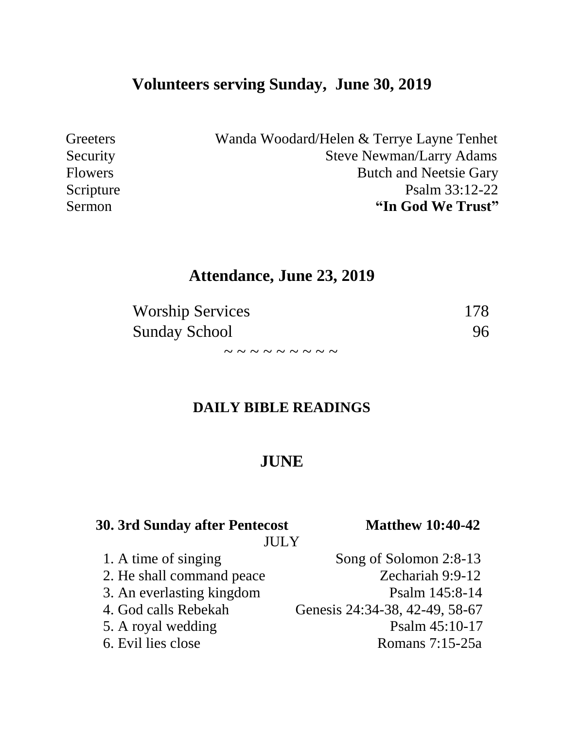## Volunteers serving Sunday, June 30, 2019

| | |
|---|---|
| Greeters | Wanda Woodard/Helen & Terrye Layne Tenhet |
| Security | Steve Newman/Larry Adams |
| Flowers | Butch and Neetsie Gary |
| Scripture | Psalm 33:12-22 |
| Sermon | **"In God We Trust"** |

## Attendance, June 23, 2019

| | |
|---|---|
| Worship Services | 178 |
| Sunday School | 96 |

~ ~ ~ ~ ~ ~ ~ ~ ~

### DAILY BIBLE READINGS

## JUNE

| | |
|---|---|
| **30. 3rd Sunday after Pentecost** | **Matthew 10:40-42** |

JULY

| | |
|---|---|
| 1. A time of singing | Song of Solomon 2:8-13 |
| 2. He shall command peace | Zechariah 9:9-12 |
| 3. An everlasting kingdom | Psalm 145:8-14 |
| 4. God calls Rebekah | Genesis 24:34-38, 42-49, 58-67 |
| 5. A royal wedding | Psalm 45:10-17 |
| 6. Evil lies close | Romans 7:15-25a |